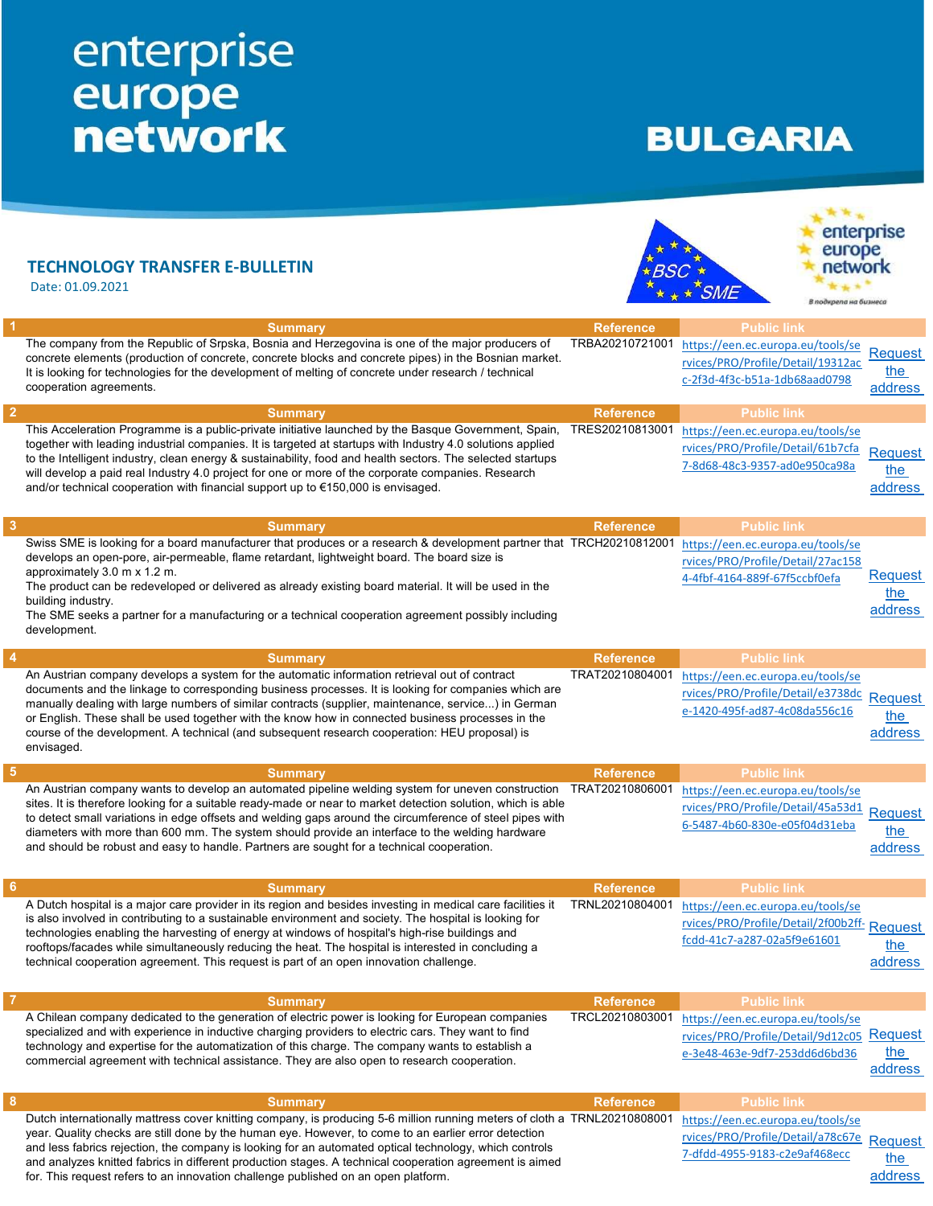# enterprise europe network

# BULGARIA

## TECHNOLOGY TRANSFER E-BULLETIN

Date: 01.09.2021

| # | Summary | Reference | Public link | |
|---|---|---|---|---|
| 1 | The company from the Republic of Srpska, Bosnia and Herzegovina is one of the major producers of concrete elements (production of concrete, concrete blocks and concrete pipes) in the Bosnian market. It is looking for technologies for the development of melting of concrete under research / technical cooperation agreements. | TRBA20210721001 | https://een.ec.europa.eu/tools/services/PRO/Profile/Detail/19312acc-2f3d-4f3c-b51a-1db68aad0798 | Request the address |
| 2 | This Acceleration Programme is a public-private initiative launched by the Basque Government, Spain, together with leading industrial companies. It is targeted at startups with Industry 4.0 solutions applied to the Intelligent industry, clean energy & sustainability, food and health sectors. The selected startups will develop a paid real Industry 4.0 project for one or more of the corporate companies. Research and/or technical cooperation with financial support up to €150,000 is envisaged. | TRES20210813001 | https://een.ec.europa.eu/tools/services/PRO/Profile/Detail/61b7cfa7-8d68-48c3-9357-ad0e950ca98a | Request the address |
| 3 | Swiss SME is looking for a board manufacturer that produces or a research & development partner that develops an open-pore, air-permeable, flame retardant, lightweight board. The board size is approximately 3.0 m x 1.2 m. The product can be redeveloped or delivered as already existing board material. It will be used in the building industry. The SME seeks a partner for a manufacturing or a technical cooperation agreement possibly including development. | TRCH20210812001 | https://een.ec.europa.eu/tools/services/PRO/Profile/Detail/27ac1584-4fbf-4164-889f-67f5ccbf0efa | Request the address |
| 4 | An Austrian company develops a system for the automatic information retrieval out of contract documents and the linkage to corresponding business processes. It is looking for companies which are manually dealing with large numbers of similar contracts (supplier, maintenance, service...) in German or English. These shall be used together with the know how in connected business processes in the course of the development. A technical (and subsequent research cooperation: HEU proposal) is envisaged. | TRAT20210804001 | https://een.ec.europa.eu/tools/services/PRO/Profile/Detail/e3738dce-1420-495f-ad87-4c08da556c16 | Request the address |
| 5 | An Austrian company wants to develop an automated pipeline welding system for uneven construction sites. It is therefore looking for a suitable ready-made or near to market detection solution, which is able to detect small variations in edge offsets and welding gaps around the circumference of steel pipes with diameters with more than 600 mm. The system should provide an interface to the welding hardware and should be robust and easy to handle. Partners are sought for a technical cooperation. | TRAT20210806001 | https://een.ec.europa.eu/tools/services/PRO/Profile/Detail/45a53d16-5487-4b60-830e-e05f04d31eba | Request the address |
| 6 | A Dutch hospital is a major care provider in its region and besides investing in medical care facilities it is also involved in contributing to a sustainable environment and society. The hospital is looking for technologies enabling the harvesting of energy at windows of hospital's high-rise buildings and rooftops/facades while simultaneously reducing the heat. The hospital is interested in concluding a technical cooperation agreement. This request is part of an open innovation challenge. | TRNL20210804001 | https://een.ec.europa.eu/tools/services/PRO/Profile/Detail/2f00b2ff-fcdd-41c7-a287-02a5f9e61601 | Request the address |
| 7 | A Chilean company dedicated to the generation of electric power is looking for European companies specialized and with experience in inductive charging providers to electric cars. They want to find technology and expertise for the automatization of this charge. The company wants to establish a commercial agreement with technical assistance. They are also open to research cooperation. | TRCL20210803001 | https://een.ec.europa.eu/tools/services/PRO/Profile/Detail/9d12c05e-3e48-463e-9df7-253dd6d6bd36 | Request the address |
| 8 | Dutch internationally mattress cover knitting company, is producing 5-6 million running meters of cloth a year. Quality checks are still done by the human eye. However, to come to an earlier error detection and less fabrics rejection, the company is looking for an automated optical technology, which controls and analyzes knitted fabrics in different production stages. A technical cooperation agreement is aimed for. This request refers to an innovation challenge published on an open platform. | TRNL20210808001 | https://een.ec.europa.eu/tools/services/PRO/Profile/Detail/a78c67e7-dfdd-4955-9183-c2e9af468ecc | Request the address |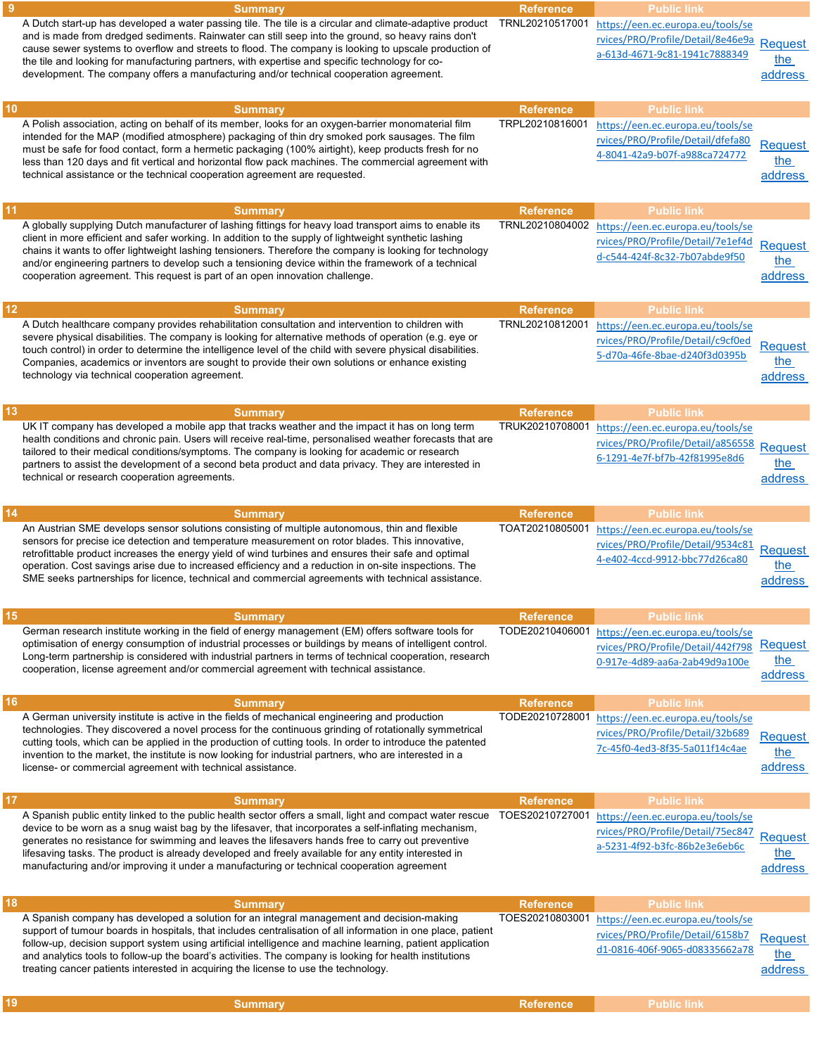| 9 | Summary | Reference | Public link | |
|---|---|---|---|---|
| | A Dutch start-up has developed a water passing tile. The tile is a circular and climate-adaptive product and is made from dredged sediments. Rainwater can still seep into the ground, so heavy rains don't cause sewer systems to overflow and streets to flood. The company is looking to upscale production of the tile and looking for manufacturing partners, with expertise and specific technology for co-development. The company offers a manufacturing and/or technical cooperation agreement. | TRNL20210517001 | https://een.ec.europa.eu/tools/services/PRO/Profile/Detail/8e46e9aa-613d-4671-9c81-1941c7888349 | Request the address |

| 10 | Summary | Reference | Public link | |
|---|---|---|---|---|
| | A Polish association, acting on behalf of its member, looks for an oxygen-barrier monomaterial film intended for the MAP (modified atmosphere) packaging of thin dry smoked pork sausages. The film must be safe for food contact, form a hermetic packaging (100% airtight), keep products fresh for no less than 120 days and fit vertical and horizontal flow pack machines. The commercial agreement with technical assistance or the technical cooperation agreement are requested. | TRPL20210816001 | https://een.ec.europa.eu/tools/services/PRO/Profile/Detail/dfefa804-8041-42a9-b07f-a988ca724772 | Request the address |

| 11 | Summary | Reference | Public link | |
|---|---|---|---|---|
| | A globally supplying Dutch manufacturer of lashing fittings for heavy load transport aims to enable its client in more efficient and safer working. In addition to the supply of lightweight synthetic lashing chains it wants to offer lightweight lashing tensioners. Therefore the company is looking for technology and/or engineering partners to develop such a tensioning device within the framework of a technical cooperation agreement. This request is part of an open innovation challenge. | TRNL20210804002 | https://een.ec.europa.eu/tools/services/PRO/Profile/Detail/7e1ef4dd-c544-424f-8c32-7b07abde9f50 | Request the address |

| 12 | Summary | Reference | Public link | |
|---|---|---|---|---|
| | A Dutch healthcare company provides rehabilitation consultation and intervention to children with severe physical disabilities. The company is looking for alternative methods of operation (e.g. eye or touch control) in order to determine the intelligence level of the child with severe physical disabilities. Companies, academics or inventors are sought to provide their own solutions or enhance existing technology via technical cooperation agreement. | TRNL20210812001 | https://een.ec.europa.eu/tools/services/PRO/Profile/Detail/c9cf0ed5-d70a-46fe-8bae-d240f3d0395b | Request the address |

| 13 | Summary | Reference | Public link | |
|---|---|---|---|---|
| | UK IT company has developed a mobile app that tracks weather and the impact it has on long term health conditions and chronic pain. Users will receive real-time, personalised weather forecasts that are tailored to their medical conditions/symptoms. The company is looking for academic or research partners to assist the development of a second beta product and data privacy. They are interested in technical or research cooperation agreements. | TRUK20210708001 | https://een.ec.europa.eu/tools/services/PRO/Profile/Detail/a8565586-1291-4e7f-bf7b-42f81995e8d6 | Request the address |

| 14 | Summary | Reference | Public link | |
|---|---|---|---|---|
| | An Austrian SME develops sensor solutions consisting of multiple autonomous, thin and flexible sensors for precise ice detection and temperature measurement on rotor blades. This innovative, retrofittable product increases the energy yield of wind turbines and ensures their safe and optimal operation. Cost savings arise due to increased efficiency and a reduction in on-site inspections. The SME seeks partnerships for licence, technical and commercial agreements with technical assistance. | TOAT20210805001 | https://een.ec.europa.eu/tools/services/PRO/Profile/Detail/9534c814-e402-4ccd-9912-bbc77d26ca80 | Request the address |

| 15 | Summary | Reference | Public link | |
|---|---|---|---|---|
| | German research institute working in the field of energy management (EM) offers software tools for optimisation of energy consumption of industrial processes or buildings by means of intelligent control. Long-term partnership is considered with industrial partners in terms of technical cooperation, research cooperation, license agreement and/or commercial agreement with technical assistance. | TODE20210406001 | https://een.ec.europa.eu/tools/services/PRO/Profile/Detail/442f7980-917e-4d89-aa6a-2ab49d9a100e | Request the address |

| 16 | Summary | Reference | Public link | |
|---|---|---|---|---|
| | A German university institute is active in the fields of mechanical engineering and production technologies. They discovered a novel process for the continuous grinding of rotationally symmetrical cutting tools, which can be applied in the production of cutting tools. In order to introduce the patented invention to the market, the institute is now looking for industrial partners, who are interested in a license- or commercial agreement with technical assistance. | TODE20210728001 | https://een.ec.europa.eu/tools/services/PRO/Profile/Detail/32b6897c-45f0-4ed3-8f35-5a011f14c4ae | Request the address |

| 17 | Summary | Reference | Public link | |
|---|---|---|---|---|
| | A Spanish public entity linked to the public health sector offers a small, light and compact water rescue device to be worn as a snug waist bag by the lifesaver, that incorporates a self-inflating mechanism, generates no resistance for swimming and leaves the lifesavers hands free to carry out preventive lifesaving tasks. The product is already developed and freely available for any entity interested in manufacturing and/or improving it under a manufacturing or technical cooperation agreement | TOES20210727001 | https://een.ec.europa.eu/tools/services/PRO/Profile/Detail/75ec847a-5231-4f92-b3fc-86b2e3e6eb6c | Request the address |

| 18 | Summary | Reference | Public link | |
|---|---|---|---|---|
| | A Spanish company has developed a solution for an integral management and decision-making support of tumour boards in hospitals, that includes centralisation of all information in one place, patient follow-up, decision support system using artificial intelligence and machine learning, patient application and analytics tools to follow-up the board's activities. The company is looking for health institutions treating cancer patients interested in acquiring the license to use the technology. | TOES20210803001 | https://een.ec.europa.eu/tools/services/PRO/Profile/Detail/6158b7d1-0816-406f-9065-d08335662a78 | Request the address |

| 19 | Summary | Reference | Public link |
|---|---|---|---|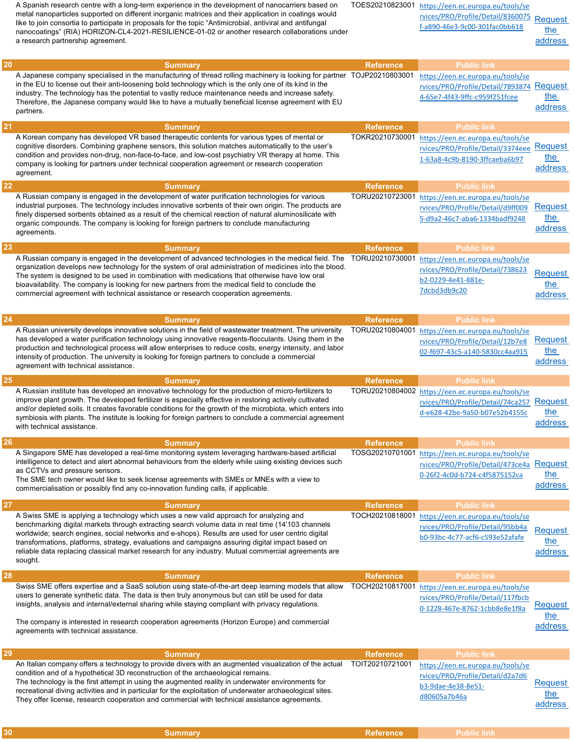| | Summary | Reference | Public link | |
|---|---|---|---|---|
| | A Spanish research centre with a long-term experience in the development of nanocarriers based on metal nanoparticles supported on different inorganic matrices and their application in coatings would like to join consortia to participate in proposals for the topic "Antimicrobial, antiviral and antifungal nanocoatings" (RIA) HORIZON-CL4-2021-RESILIENCE-01-02 or another research collaborations under a research partnership agreement. | TOES20210823001 | https://een.ec.europa.eu/tools/services/PRO/Profile/Detail/8360075f-a890-46e3-9c00-301fac0bb618 | Request the address |
| 20 | A Japanese company specialised in the manufacturing of thread rolling machinery is looking for partner in the EU to license out their anti-loosening bold technology which is the only one of its kind in the industry. The technology has the potential to vastly reduce maintenance needs and increase safety. Therefore, the Japanese company would like to have a mutually beneficial license agreement with EU partners. | TOJP20210803001 | https://een.ec.europa.eu/tools/services/PRO/Profile/Detail/78938744-65e7-4f43-9ffc-c959f251fcee | Request the address |
| 21 | A Korean company has developed VR based therapeutic contents for various types of mental or cognitive disorders. Combining graphene sensors, this solution matches automatically to the user's condition and provides non-drug, non-face-to-face, and low-cost psychiatry VR therapy at home. This company is looking for partners under technical cooperation agreement or research cooperation agreement. | TOKR20210730001 | https://een.ec.europa.eu/tools/services/PRO/Profile/Detail/3374eee1-63a8-4c9b-8190-3ffcaeba6b97 | Request the address |
| 22 | A Russian company is engaged in the development of water purification technologies for various industrial purposes. The technology includes innovative sorbents of their own origin. The products are finely dispersed sorbents obtained as a result of the chemical reaction of natural aluminosilicate with organic compounds. The company is looking for foreign partners to conclude manufacturing agreements. | TORU20210723001 | https://een.ec.europa.eu/tools/services/PRO/Profile/Detail/d9ff0095-d9a2-46c7-aba6-1334badf9248 | Request the address |
| 23 | A Russian company is engaged in the development of advanced technologies in the medical field. The organization develops new technology for the system of oral administration of medicines into the blood. The system is designed to be used in combination with medications that otherwise have low oral bioavailability. The company is looking for new partners from the medical field to conclude the commercial agreement with technical assistance or research cooperation agreements. | TORU20210730001 | https://een.ec.europa.eu/tools/services/PRO/Profile/Detail/738623b2-0229-4e41-881e-7dcbd3db9c20 | Request the address |
| 24 | A Russian university develops innovative solutions in the field of wastewater treatment. The university has developed a water purification technology using innovative reagents-flocculants. Using them in the production and technological process will allow enterprises to reduce costs, energy intensity, and labor intensity of production. The university is looking for foreign partners to conclude a commercial agreement with technical assistance. | TORU20210804001 | https://een.ec.europa.eu/tools/services/PRO/Profile/Detail/12b7e802-f697-43c5-a140-5830cc4aa915 | Request the address |
| 25 | A Russian institute has developed an innovative technology for the production of micro-fertilizers to improve plant growth. The developed fertilizer is especially effective in restoring actively cultivated and/or depleted soils. It creates favorable conditions for the growth of the microbiota, which enters into symbiosis with plants. The institute is looking for foreign partners to conclude a commercial agreement with technical assistance. | TORU20210804002 | https://een.ec.europa.eu/tools/services/PRO/Profile/Detail/74ca257d-e628-42be-9a50-b07e52b4155c | Request the address |
| 26 | A Singapore SME has developed a real-time monitoring system leveraging hardware-based artificial intelligence to detect and alert abnormal behaviours from the elderly while using existing devices such as CCTVs and pressure sensors.<br>The SME tech owner would like to seek license agreements with SMEs or MNEs with a view to commercialisation or possibly find any co-innovation funding calls, if applicable. | TOSG20210701001 | https://een.ec.europa.eu/tools/services/PRO/Profile/Detail/473ce4a0-26f2-4c0d-b724-c4f5875152ca | Request the address |
| 27 | A Swiss SME is applying a technology which uses a new valid approach for analyzing and benchmarking digital markets through extracting search volume data in real time (14'103 channels worldwide; search engines, social networks and e-shops). Results are used for user centric digital transformations, platforms, strategy, evaluations and campaigns assuring digital impact based on reliable data replacing classical market research for any industry. Mutual commercial agreements are sought. | TOCH20210818001 | https://een.ec.europa.eu/tools/services/PRO/Profile/Detail/95bb4ab0-93bc-4c77-acf6-c593e52afafe | Request the address |
| 28 | Swiss SME offers expertise and a SaaS solution using state-of-the-art deep learning models that allow users to generate synthetic data. The data is then truly anonymous but can still be used for data insights, analysis and internal/external sharing while staying compliant with privacy regulations.<br><br>The company is interested in research cooperation agreements (Horizon Europe) and commercial agreements with technical assistance. | TOCH20210817001 | https://een.ec.europa.eu/tools/services/PRO/Profile/Detail/117fbcb0-1228-467e-8762-1cbb8e8e1f8a | Request the address |
| 29 | An Italian company offers a technology to provide divers with an augmented visualization of the actual condition and of a hypothetical 3D reconstruction of the archaeological remains.<br>The technology is the first attempt in using the augmented reality in underwater environments for recreational diving activities and in particular for the exploitation of underwater archaeological sites.<br>They offer license, research cooperation and commercial with technical assistance agreements. | TOIT20210721001 | https://een.ec.europa.eu/tools/services/PRO/Profile/Detail/d2a7d6b3-9dae-4e38-8e51-d80605a7b46a | Request the address |
| 30 | Summary | Reference | Public link | |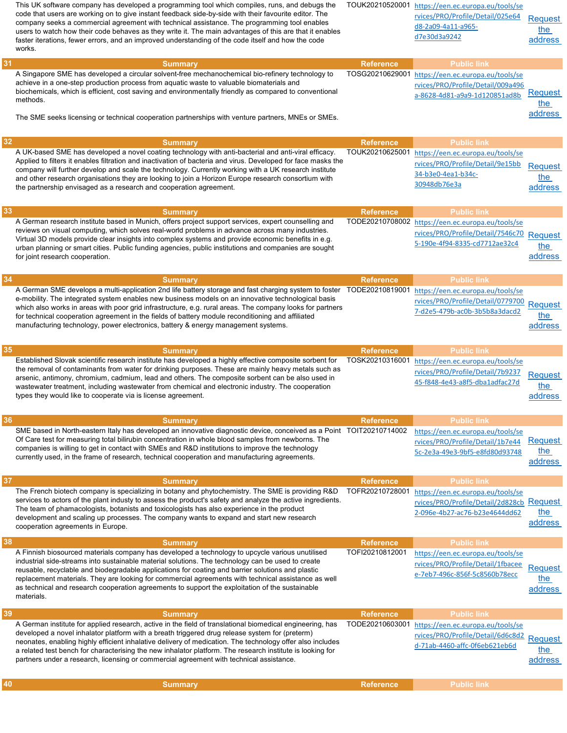| | Summary | Reference | Public link | |
|---|---|---|---|---|
| | This UK software company has developed a programming tool which compiles, runs, and debugs the code that users are working on to give instant feedback side-by-side with their favourite editor. The company seeks a commercial agreement with technical assistance. The programming tool enables users to watch how their code behaves as they write it. The main advantages of this are that it enables faster iterations, fewer errors, and an improved understanding of the code itself and how the code works. | TOUK20210520001 | https://een.ec.europa.eu/tools/services/PRO/Profile/Detail/025e64d8-2a09-4a11-a965-d7e30d3a9242 | Request the address |
| 31 | A Singapore SME has developed a circular solvent-free mechanochemical bio-refinery technology to achieve in a one-step production process from aquatic waste to valuable biomaterials and biochemicals, which is efficient, cost saving and environmentally friendly as compared to conventional methods.<br><br>The SME seeks licensing or technical cooperation partnerships with venture partners, MNEs or SMEs. | TOSG20210629001 | https://een.ec.europa.eu/tools/services/PRO/Profile/Detail/009a496a-8628-4d81-a9a9-1d120851ad8b | Request the address |
| 32 | A UK-based SME has developed a novel coating technology with anti-bacterial and anti-viral efficacy. Applied to filters it enables filtration and inactivation of bacteria and virus. Developed for face masks the company will further develop and scale the technology. Currently working with a UK research institute and other research organisations they are looking to join a Horizon Europe research consortium with the partnership envisaged as a research and cooperation agreement. | TOUK20210625001 | https://een.ec.europa.eu/tools/services/PRO/Profile/Detail/9e15bb34-b3e0-4ea1-b34c-30948db76e3a | Request the address |
| 33 | A German research institute based in Munich, offers project support services, expert counselling and reviews on visual computing, which solves real-world problems in advance across many industries. Virtual 3D models provide clear insights into complex systems and provide economic benefits in e.g. urban planning or smart cities. Public funding agencies, public institutions and companies are sought for joint research cooperation. | TODE20210708002 | https://een.ec.europa.eu/tools/services/PRO/Profile/Detail/7546c705-190e-4f94-8335-cd7712ae32c4 | Request the address |
| 34 | A German SME develops a multi-application 2nd life battery storage and fast charging system to foster e-mobility. The integrated system enables new business models on an innovative technological basis which also works in areas with poor grid infrastructure, e.g. rural areas. The company looks for partners for technical cooperation agreement in the fields of battery module reconditioning and affiliated manufacturing technology, power electronics, battery & energy management systems. | TODE20210819001 | https://een.ec.europa.eu/tools/services/PRO/Profile/Detail/07797007-d2e5-479b-ac0b-3b5b8a3dacd2 | Request the address |
| 35 | Established Slovak scientific research institute has developed a highly effective composite sorbent for the removal of contaminants from water for drinking purposes. These are mainly heavy metals such as arsenic, antimony, chromium, cadmium, lead and others. The composite sorbent can be also used in wastewater treatment, including wastewater from chemical and electronic industry. The cooperation types they would like to cooperate via is license agreement. | TOSK20210316001 | https://een.ec.europa.eu/tools/services/PRO/Profile/Detail/7b923745-f848-4e43-a8f5-dba1adfac27d | Request the address |
| 36 | SME based in North-eastern Italy has developed an innovative diagnostic device, conceived as a Point Of Care test for measuring total bilirubin concentration in whole blood samples from newborns. The companies is willing to get in contact with SMEs and R&D institutions to improve the technology currently used, in the frame of research, technical cooperation and manufacturing agreements. | TOIT20210714002 | https://een.ec.europa.eu/tools/services/PRO/Profile/Detail/1b7e445c-2e3a-49e3-9bf5-e8fd80d93748 | Request the address |
| 37 | The French biotech company is specializing in botany and phytochemistry. The SME is providing R&D services to actors of the plant industy to assess the product's safety and analyze the active ingredients. The team of phamacologists, botanists and toxicologists has also experience in the product development and scaling up processes. The company wants to expand and start new research cooperation agreements in Europe. | TOFR20210728001 | https://een.ec.europa.eu/tools/services/PRO/Profile/Detail/2d828cb2-096e-4b27-ac76-b23e4644dd62 | Request the address |
| 38 | A Finnish biosourced materials company has developed a technology to upcycle various unutilised industrial side-streams into sustainable material solutions. The technology can be used to create reusable, recyclable and biodegradable applications for coating and barrier solutions and plastic replacement materials. They are looking for commercial agreements with technical assistance as well as technical and research cooperation agreements to support the exploitation of the sustainable materials. | TOFI20210812001 | https://een.ec.europa.eu/tools/services/PRO/Profile/Detail/1fbaceee-7eb7-496c-856f-5c8560b78ecc | Request the address |
| 39 | A German institute for applied research, active in the field of translational biomedical engineering, has developed a novel inhalator platform with a breath triggered drug release system for (preterm) neonates, enabling highly efficient inhalative delivery of medication. The technology offer also includes a related test bench for characterising the new inhalator platform. The research institute is looking for partners under a research, licensing or commercial agreement with technical assistance. | TODE20210603001 | https://een.ec.europa.eu/tools/services/PRO/Profile/Detail/6d6c8d2d-71ab-4460-affc-0f6eb621eb6d | Request the address |
| 40 | | | | |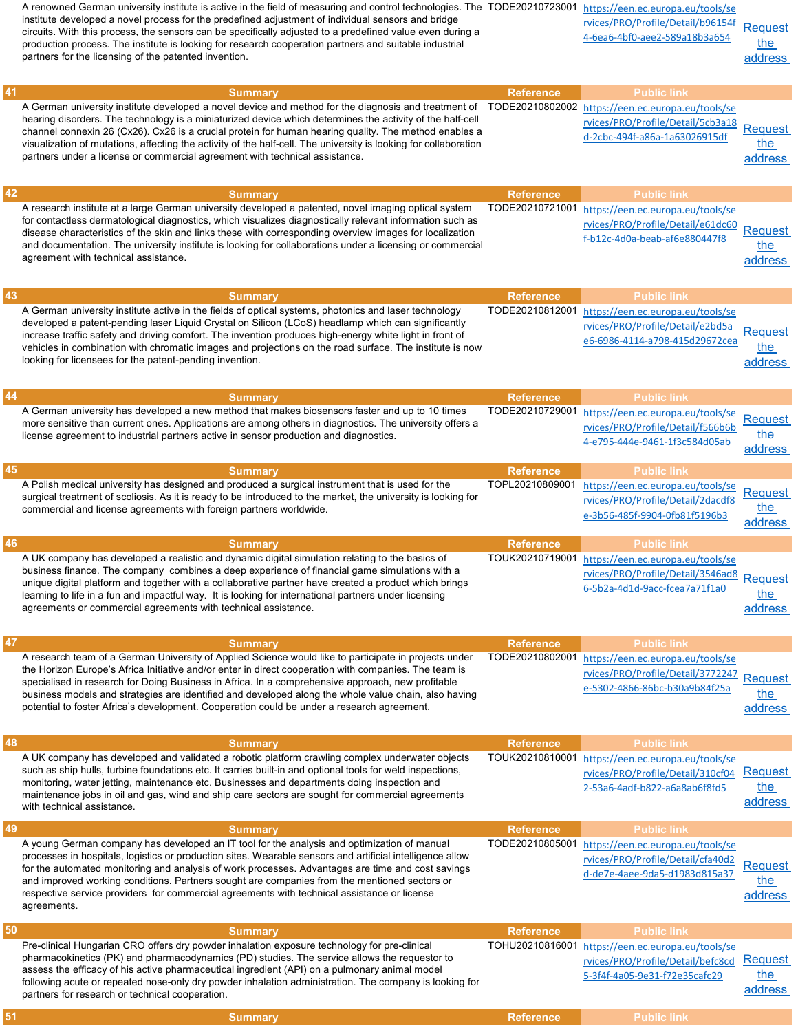| | | | |
|---|---|---|---|
| A renowned German university institute is active in the field of measuring and control technologies. The institute developed a novel process for the predefined adjustment of individual sensors and bridge circuits. With this process, the sensors can be specifically adjusted to a predefined value even during a production process. The institute is looking for research cooperation partners and suitable industrial partners for the licensing of the patented invention. | TODE20210723001 | https://een.ec.europa.eu/tools/services/PRO/Profile/Detail/b96154f4-6ea6-4bf0-aee2-589a18b3a654 | Request the address |

| 41 Summary | Reference | Public link | |
|---|---|---|---|
| A German university institute developed a novel device and method for the diagnosis and treatment of hearing disorders. The technology is a miniaturized device which determines the activity of the half-cell channel connexin 26 (Cx26). Cx26 is a crucial protein for human hearing quality. The method enables a visualization of mutations, affecting the activity of the half-cell. The university is looking for collaboration partners under a license or commercial agreement with technical assistance. | TODE20210802002 | https://een.ec.europa.eu/tools/services/PRO/Profile/Detail/5cb3a18d-2cbc-494f-a86a-1a63026915df | Request the address |

| 42 Summary | Reference | Public link | |
|---|---|---|---|
| A research institute at a large German university developed a patented, novel imaging optical system for contactless dermatological diagnostics, which visualizes diagnostically relevant information such as disease characteristics of the skin and links these with corresponding overview images for localization and documentation. The university institute is looking for collaborations under a licensing or commercial agreement with technical assistance. | TODE20210721001 | https://een.ec.europa.eu/tools/services/PRO/Profile/Detail/e61dc60f-b12c-4d0a-beab-af6e880447f8 | Request the address |

| 43 Summary | Reference | Public link | |
|---|---|---|---|
| A German university institute active in the fields of optical systems, photonics and laser technology developed a patent-pending laser Liquid Crystal on Silicon (LCoS) headlamp which can significantly increase traffic safety and driving comfort. The invention produces high-energy white light in front of vehicles in combination with chromatic images and projections on the road surface. The institute is now looking for licensees for the patent-pending invention. | TODE20210812001 | https://een.ec.europa.eu/tools/services/PRO/Profile/Detail/e2bd5ae6-6986-4114-a798-415d29672cea | Request the address |

| 44 Summary | Reference | Public link | |
|---|---|---|---|
| A German university has developed a new method that makes biosensors faster and up to 10 times more sensitive than current ones. Applications are among others in diagnostics. The university offers a license agreement to industrial partners active in sensor production and diagnostics. | TODE20210729001 | https://een.ec.europa.eu/tools/services/PRO/Profile/Detail/f566b6b4-e795-444e-9461-1f3c584d05ab | Request the address |

| 45 Summary | Reference | Public link | |
|---|---|---|---|
| A Polish medical university has designed and produced a surgical instrument that is used for the surgical treatment of scoliosis. As it is ready to be introduced to the market, the university is looking for commercial and license agreements with foreign partners worldwide. | TOPL20210809001 | https://een.ec.europa.eu/tools/services/PRO/Profile/Detail/2dacdf8e-3b56-485f-9904-0fb81f5196b3 | Request the address |

| 46 Summary | Reference | Public link | |
|---|---|---|---|
| A UK company has developed a realistic and dynamic digital simulation relating to the basics of business finance. The company combines a deep experience of financial game simulations with a unique digital platform and together with a collaborative partner have created a product which brings learning to life in a fun and impactful way. It is looking for international partners under licensing agreements or commercial agreements with technical assistance. | TOUK20210719001 | https://een.ec.europa.eu/tools/services/PRO/Profile/Detail/3546ad86-5b2a-4d1d-9acc-fcea7a71f1a0 | Request the address |

| 47 Summary | Reference | Public link | |
|---|---|---|---|
| A research team of a German University of Applied Science would like to participate in projects under the Horizon Europe's Africa Initiative and/or enter in direct cooperation with companies. The team is specialised in research for Doing Business in Africa. In a comprehensive approach, new profitable business models and strategies are identified and developed along the whole value chain, also having potential to foster Africa's development. Cooperation could be under a research agreement. | TODE20210802001 | https://een.ec.europa.eu/tools/services/PRO/Profile/Detail/3772247e-5302-4866-86bc-b30a9b84f25a | Request the address |

| 48 Summary | Reference | Public link | |
|---|---|---|---|
| A UK company has developed and validated a robotic platform crawling complex underwater objects such as ship hulls, turbine foundations etc. It carries built-in and optional tools for weld inspections, monitoring, water jetting, maintenance etc. Businesses and departments doing inspection and maintenance jobs in oil and gas, wind and ship care sectors are sought for commercial agreements with technical assistance. | TOUK20210810001 | https://een.ec.europa.eu/tools/services/PRO/Profile/Detail/310cf042-53a6-4adf-b822-a6a8ab6f8fd5 | Request the address |

| 49 Summary | Reference | Public link | |
|---|---|---|---|
| A young German company has developed an IT tool for the analysis and optimization of manual processes in hospitals, logistics or production sites. Wearable sensors and artificial intelligence allow for the automated monitoring and analysis of work processes. Advantages are time and cost savings and improved working conditions. Partners sought are companies from the mentioned sectors or respective service providers for commercial agreements with technical assistance or license agreements. | TODE20210805001 | https://een.ec.europa.eu/tools/services/PRO/Profile/Detail/cfa40d2d-de7e-4aee-9da5-d1983d815a37 | Request the address |

| 50 Summary | Reference | Public link | |
|---|---|---|---|
| Pre-clinical Hungarian CRO offers dry powder inhalation exposure technology for pre-clinical pharmacokinetics (PK) and pharmacodynamics (PD) studies. The service allows the requestor to assess the efficacy of his active pharmaceutical ingredient (API) on a pulmonary animal model following acute or repeated nose-only dry powder inhalation administration. The company is looking for partners for research or technical cooperation. | TOHU20210816001 | https://een.ec.europa.eu/tools/services/PRO/Profile/Detail/befc8cd5-3f4f-4a05-9e31-f72e35cafc29 | Request the address |

| 51 Summary | Reference | Public link |
|---|---|---|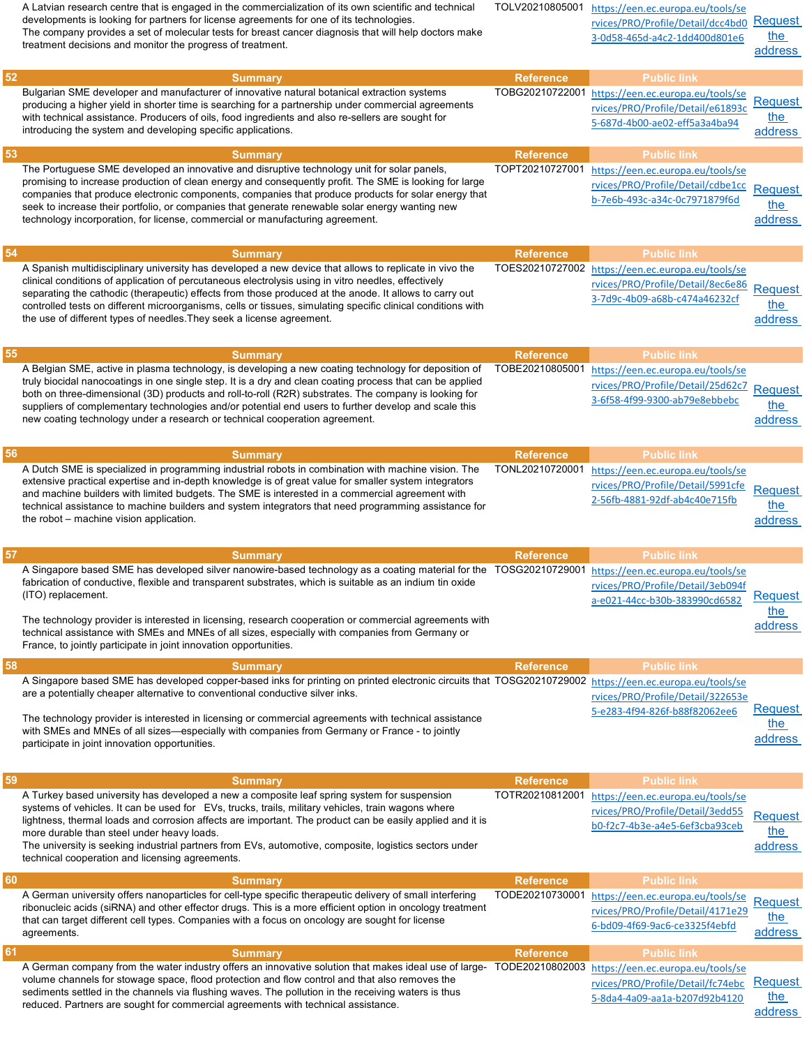| | | | |
|---|---|---|---|
| A Latvian research centre that is engaged in the commercialization of its own scientific and technical developments is looking for partners for license agreements for one of its technologies. The company provides a set of molecular tests for breast cancer diagnosis that will help doctors make treatment decisions and monitor the progress of treatment. | TOLV20210805001 | https://een.ec.europa.eu/tools/services/PRO/Profile/Detail/dcc4bd03-0d58-465d-a4c2-1dd400d801e6 | Request the address |

| 52 Summary | Reference | Public link | |
|---|---|---|---|
| Bulgarian SME developer and manufacturer of innovative natural botanical extraction systems producing a higher yield in shorter time is searching for a partnership under commercial agreements with technical assistance. Producers of oils, food ingredients and also re-sellers are sought for introducing the system and developing specific applications. | TOBG20210722001 | https://een.ec.europa.eu/tools/services/PRO/Profile/Detail/e61893c5-687d-4b00-ae02-eff5a3a4ba94 | Request the address |

| 53 Summary | Reference | Public link | |
|---|---|---|---|
| The Portuguese SME developed an innovative and disruptive technology unit for solar panels, promising to increase production of clean energy and consequently profit. The SME is looking for large companies that produce electronic components, companies that produce products for solar energy that seek to increase their portfolio, or companies that generate renewable solar energy wanting new technology incorporation, for license, commercial or manufacturing agreement. | TOPT20210727001 | https://een.ec.europa.eu/tools/services/PRO/Profile/Detail/cdbe1ccb-7e6b-493c-a34c-0c7971879f6d | Request the address |

| 54 Summary | Reference | Public link | |
|---|---|---|---|
| A Spanish multidisciplinary university has developed a new device that allows to replicate in vivo the clinical conditions of application of percutaneous electrolysis using in vitro needles, effectively separating the cathodic (therapeutic) effects from those produced at the anode. It allows to carry out controlled tests on different microorganisms, cells or tissues, simulating specific clinical conditions with the use of different types of needles.They seek a license agreement. | TOES20210727002 | https://een.ec.europa.eu/tools/services/PRO/Profile/Detail/8ec6e863-7d9c-4b09-a68b-c474a46232cf | Request the address |

| 55 Summary | Reference | Public link | |
|---|---|---|---|
| A Belgian SME, active in plasma technology, is developing a new coating technology for deposition of truly biocidal nanocoatings in one single step. It is a dry and clean coating process that can be applied both on three-dimensional (3D) products and roll-to-roll (R2R) substrates. The company is looking for suppliers of complementary technologies and/or potential end users to further develop and scale this new coating technology under a research or technical cooperation agreement. | TOBE20210805001 | https://een.ec.europa.eu/tools/services/PRO/Profile/Detail/25d62c73-6f58-4f99-9300-ab79e8ebbebc | Request the address |

| 56 Summary | Reference | Public link | |
|---|---|---|---|
| A Dutch SME is specialized in programming industrial robots in combination with machine vision. The extensive practical expertise and in-depth knowledge is of great value for smaller system integrators and machine builders with limited budgets. The SME is interested in a commercial agreement with technical assistance to machine builders and system integrators that need programming assistance for the robot – machine vision application. | TONL20210720001 | https://een.ec.europa.eu/tools/services/PRO/Profile/Detail/5991cfe2-56fb-4881-92df-ab4c40e715fb | Request the address |

| 57 Summary | Reference | Public link | |
|---|---|---|---|
| A Singapore based SME has developed silver nanowire-based technology as a coating material for the fabrication of conductive, flexible and transparent substrates, which is suitable as an indium tin oxide (ITO) replacement.<br><br>The technology provider is interested in licensing, research cooperation or commercial agreements with technical assistance with SMEs and MNEs of all sizes, especially with companies from Germany or France, to jointly participate in joint innovation opportunities. | TOSG20210729001 | https://een.ec.europa.eu/tools/services/PRO/Profile/Detail/3eb094fa-e021-44cc-b30b-383990cd6582 | Request the address |

| 58 Summary | Reference | Public link | |
|---|---|---|---|
| A Singapore based SME has developed copper-based inks for printing on printed electronic circuits that are a potentially cheaper alternative to conventional conductive silver inks.<br><br>The technology provider is interested in licensing or commercial agreements with technical assistance with SMEs and MNEs of all sizes—especially with companies from Germany or France - to jointly participate in joint innovation opportunities. | TOSG20210729002 | https://een.ec.europa.eu/tools/services/PRO/Profile/Detail/322653e5-e283-4f94-826f-b88f82062ee6 | Request the address |

| 59 Summary | Reference | Public link | |
|---|---|---|---|
| A Turkey based university has developed a new a composite leaf spring system for suspension systems of vehicles. It can be used for EVs, trucks, trails, military vehicles, train wagons where lightness, thermal loads and corrosion affects are important. The product can be easily applied and it is more durable than steel under heavy loads.<br>The university is seeking industrial partners from EVs, automotive, composite, logistics sectors under technical cooperation and licensing agreements. | TOTR20210812001 | https://een.ec.europa.eu/tools/services/PRO/Profile/Detail/3edd55b0-f2c7-4b3e-a4e5-6ef3cba93ceb | Request the address |

| 60 Summary | Reference | Public link | |
|---|---|---|---|
| A German university offers nanoparticles for cell-type specific therapeutic delivery of small interfering ribonucleic acids (siRNA) and other effector drugs. This is a more efficient option in oncology treatment that can target different cell types. Companies with a focus on oncology are sought for license agreements. | TODE20210730001 | https://een.ec.europa.eu/tools/services/PRO/Profile/Detail/4171e296-bd09-4f69-9ac6-ce3325f4ebfd | Request the address |

| 61 Summary | Reference | Public link | |
|---|---|---|---|
| A German company from the water industry offers an innovative solution that makes ideal use of large-volume channels for stowage space, flood protection and flow control and that also removes the sediments settled in the channels via flushing waves. The pollution in the receiving waters is thus reduced. Partners are sought for commercial agreements with technical assistance. | TODE20210802003 | https://een.ec.europa.eu/tools/services/PRO/Profile/Detail/fc74ebc5-8da4-4a09-aa1a-b207d92b4120 | Request the address |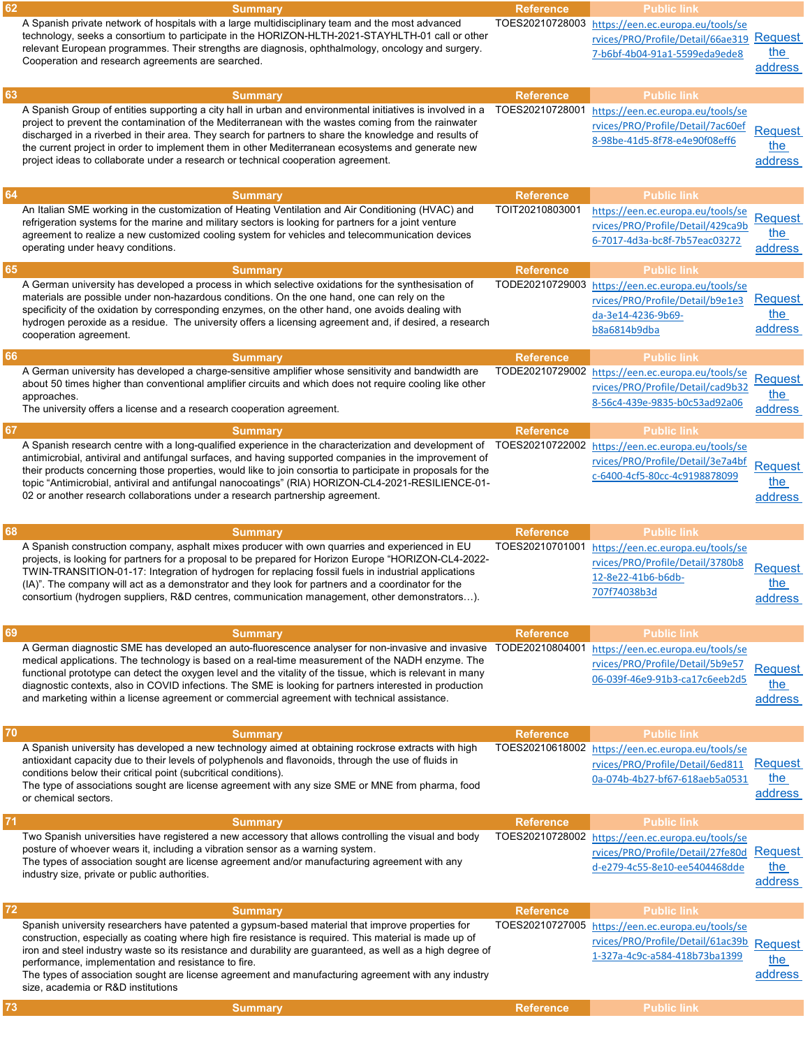| 62 | Summary | Reference | Public link | |
|---|---|---|---|---|
| | A Spanish private network of hospitals with a large multidisciplinary team and the most advanced technology, seeks a consortium to participate in the HORIZON-HLTH-2021-STAYHLTH-01 call or other relevant European programmes. Their strengths are diagnosis, ophthalmology, oncology and surgery. Cooperation and research agreements are searched. | TOES20210728003 | https://een.ec.europa.eu/tools/services/PRO/Profile/Detail/66ae3197-b6bf-4b04-91a1-5599eda9ede8 | Request the address |

| 63 | Summary | Reference | Public link | |
|---|---|---|---|---|
| | A Spanish Group of entities supporting a city hall in urban and environmental initiatives is involved in a project to prevent the contamination of the Mediterranean with the wastes coming from the rainwater discharged in a riverbed in their area. They search for partners to share the knowledge and results of the current project in order to implement them in other Mediterranean ecosystems and generate new project ideas to collaborate under a research or technical cooperation agreement. | TOES20210728001 | https://een.ec.europa.eu/tools/services/PRO/Profile/Detail/7ac60ef8-98be-41d5-8f78-e4e90f08eff6 | Request the address |

| 64 | Summary | Reference | Public link | |
|---|---|---|---|---|
| | An Italian SME working in the customization of Heating Ventilation and Air Conditioning (HVAC) and refrigeration systems for the marine and military sectors is looking for partners for a joint venture agreement to realize a new customized cooling system for vehicles and telecommunication devices operating under heavy conditions. | TOIT20210803001 | https://een.ec.europa.eu/tools/services/PRO/Profile/Detail/429ca9b6-7017-4d3a-bc8f-7b57eac03272 | Request the address |

| 65 | Summary | Reference | Public link | |
|---|---|---|---|---|
| | A German university has developed a process in which selective oxidations for the synthesisation of materials are possible under non-hazardous conditions. On the one hand, one can rely on the specificity of the oxidation by corresponding enzymes, on the other hand, one avoids dealing with hydrogen peroxide as a residue. The university offers a licensing agreement and, if desired, a research cooperation agreement. | TODE20210729003 | https://een.ec.europa.eu/tools/services/PRO/Profile/Detail/b9e1e3da-3e14-4236-9b69-b8a6814b9dba | Request the address |

| 66 | Summary | Reference | Public link | |
|---|---|---|---|---|
| | A German university has developed a charge-sensitive amplifier whose sensitivity and bandwidth are about 50 times higher than conventional amplifier circuits and which does not require cooling like other approaches.<br>The university offers a license and a research cooperation agreement. | TODE20210729002 | https://een.ec.europa.eu/tools/services/PRO/Profile/Detail/cad9b328-56c4-439e-9835-b0c53ad92a06 | Request the address |

| 67 | Summary | Reference | Public link | |
|---|---|---|---|---|
| | A Spanish research centre with a long-qualified experience in the characterization and development of antimicrobial, antiviral and antifungal surfaces, and having supported companies in the improvement of their products concerning those properties, would like to join consortia to participate in proposals for the topic "Antimicrobial, antiviral and antifungal nanocoatings" (RIA) HORIZON-CL4-2021-RESILIENCE-01-02 or another research collaborations under a research partnership agreement. | TOES20210722002 | https://een.ec.europa.eu/tools/services/PRO/Profile/Detail/3e7a4bfc-6400-4cf5-80cc-4c9198878099 | Request the address |

| 68 | Summary | Reference | Public link | |
|---|---|---|---|---|
| | A Spanish construction company, asphalt mixes producer with own quarries and experienced in EU projects, is looking for partners for a proposal to be prepared for Horizon Europe "HORIZON-CL4-2022-TWIN-TRANSITION-01-17: Integration of hydrogen for replacing fossil fuels in industrial applications (IA)". The company will act as a demonstrator and they look for partners and a coordinator for the consortium (hydrogen suppliers, R&D centres, communication management, other demonstrators…). | TOES20210701001 | https://een.ec.europa.eu/tools/services/PRO/Profile/Detail/3780b812-8e22-41b6-b6db-707f74038b3d | Request the address |

| 69 | Summary | Reference | Public link | |
|---|---|---|---|---|
| | A German diagnostic SME has developed an auto-fluorescence analyser for non-invasive and invasive medical applications. The technology is based on a real-time measurement of the NADH enzyme. The functional prototype can detect the oxygen level and the vitality of the tissue, which is relevant in many diagnostic contexts, also in COVID infections. The SME is looking for partners interested in production and marketing within a license agreement or commercial agreement with technical assistance. | TODE20210804001 | https://een.ec.europa.eu/tools/services/PRO/Profile/Detail/5b9e5706-039f-46e9-91b3-ca17c6eeb2d5 | Request the address |

| 70 | Summary | Reference | Public link | |
|---|---|---|---|---|
| | A Spanish university has developed a new technology aimed at obtaining rockrose extracts with high antioxidant capacity due to their levels of polyphenols and flavonoids, through the use of fluids in conditions below their critical point (subcritical conditions).<br>The type of associations sought are license agreement with any size SME or MNE from pharma, food or chemical sectors. | TOES20210618002 | https://een.ec.europa.eu/tools/services/PRO/Profile/Detail/6ed8110a-074b-4b27-bf67-618aeb5a0531 | Request the address |

| 71 | Summary | Reference | Public link | |
|---|---|---|---|---|
| | Two Spanish universities have registered a new accessory that allows controlling the visual and body posture of whoever wears it, including a vibration sensor as a warning system.<br>The types of association sought are license agreement and/or manufacturing agreement with any industry size, private or public authorities. | TOES20210728002 | https://een.ec.europa.eu/tools/services/PRO/Profile/Detail/27fe80dd-e279-4c55-8e10-ee5404468dde | Request the address |

| 72 | Summary | Reference | Public link | |
|---|---|---|---|---|
| | Spanish university researchers have patented a gypsum-based material that improve properties for construction, especially as coating where high fire resistance is required. This material is made up of iron and steel industry waste so its resistance and durability are guaranteed, as well as a high degree of performance, implementation and resistance to fire.<br>The types of association sought are license agreement and manufacturing agreement with any industry size, academia or R&D institutions | TOES20210727005 | https://een.ec.europa.eu/tools/services/PRO/Profile/Detail/61ac39b1-327a-4c9c-a584-418b73ba1399 | Request the address |

| 73 | Summary | Reference | Public link |
|---|---|---|---|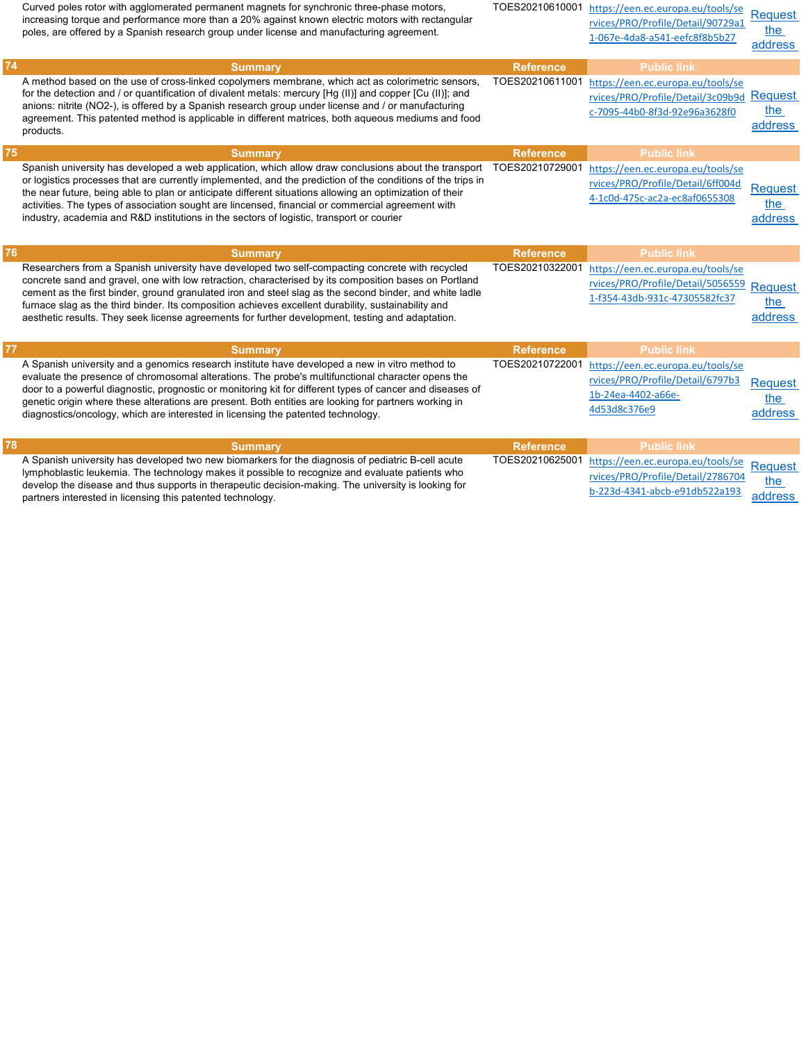| | Summary | Reference | Public link | |
|---|---|---|---|---|
| | Curved poles rotor with agglomerated permanent magnets for synchronic three-phase motors, increasing torque and performance more than a 20% against known electric motors with rectangular poles, are offered by a Spanish research group under license and manufacturing agreement. | TOES20210610001 | https://een.ec.europa.eu/tools/services/PRO/Profile/Detail/90729a11-067e-4da8-a541-eefc8f8b5b27 | Request the address |
| 74 | Summary | Reference | Public link | |
| | A method based on the use of cross-linked copolymers membrane, which act as colorimetric sensors, for the detection and / or quantification of divalent metals: mercury [Hg (II)] and copper [Cu (II)]; and anions: nitrite (NO2-), is offered by a Spanish research group under license and / or manufacturing agreement. This patented method is applicable in different matrices, both aqueous mediums and food products. | TOES20210611001 | https://een.ec.europa.eu/tools/services/PRO/Profile/Detail/3c09b9dc-7095-44b0-8f3d-92e96a3628f0 | Request the address |
| 75 | Summary | Reference | Public link | |
| | Spanish university has developed a web application, which allow draw conclusions about the transport or logistics processes that are currently implemented, and the prediction of the conditions of the trips in the near future, being able to plan or anticipate different situations allowing an optimization of their activities. The types of association sought are lincensed, financial or commercial agreement with industry, academia and R&D institutions in the sectors of logistic, transport or courier | TOES20210729001 | https://een.ec.europa.eu/tools/services/PRO/Profile/Detail/6ff004d4-1c0d-475c-ac2a-ec8af0655308 | Request the address |
| 76 | Summary | Reference | Public link | |
| | Researchers from a Spanish university have developed two self-compacting concrete with recycled concrete sand and gravel, one with low retraction, characterised by its composition bases on Portland cement as the first binder, ground granulated iron and steel slag as the second binder, and white ladle furnace slag as the third binder. Its composition achieves excellent durability, sustainability and aesthetic results. They seek license agreements for further development, testing and adaptation. | TOES20210322001 | https://een.ec.europa.eu/tools/services/PRO/Profile/Detail/50565591-f354-43db-931c-47305582fc37 | Request the address |
| 77 | Summary | Reference | Public link | |
| | A Spanish university and a genomics research institute have developed a new in vitro method to evaluate the presence of chromosomal alterations. The probe's multifunctional character opens the door to a powerful diagnostic, prognostic or monitoring kit for different types of cancer and diseases of genetic origin where these alterations are present. Both entities are looking for partners working in diagnostics/oncology, which are interested in licensing the patented technology. | TOES20210722001 | https://een.ec.europa.eu/tools/services/PRO/Profile/Detail/6797b31b-24ea-4402-a66e-4d53d8c376e9 | Request the address |
| 78 | Summary | Reference | Public link | |
| | A Spanish university has developed two new biomarkers for the diagnosis of pediatric B-cell acute lymphoblastic leukemia. The technology makes it possible to recognize and evaluate patients who develop the disease and thus supports in therapeutic decision-making. The university is looking for partners interested in licensing this patented technology. | TOES20210625001 | https://een.ec.europa.eu/tools/services/PRO/Profile/Detail/2786704b-223d-4341-abcb-e91db522a193 | Request the address |